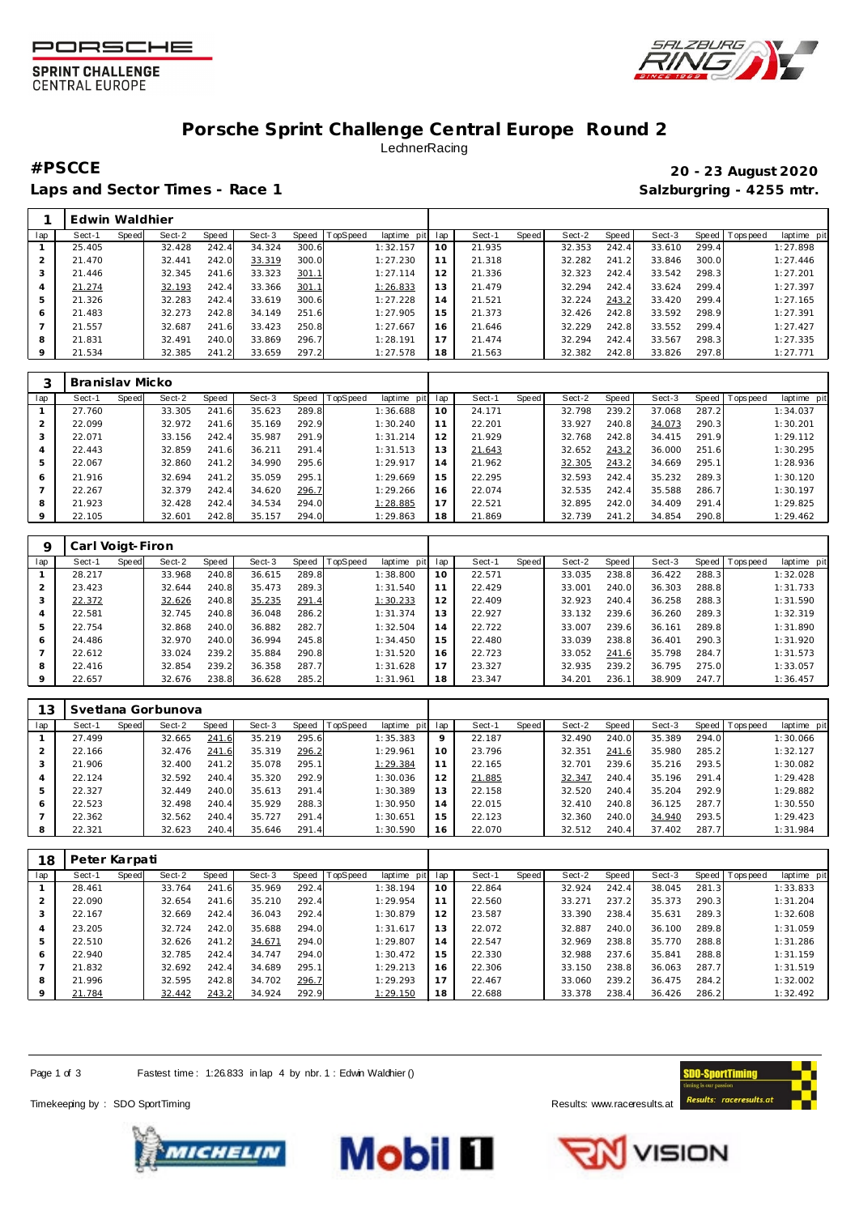PORSCHE SPRINT CHALLENGE CENTRAL EUROPE

SALZBURGRING SINCE 1969

# Porsche Sprint Challenge Central Europe Round 2

LechnerRacing

**#PSCCE** — **20 - 23 August 2020**

**Laps and Sector Times - Race 1** — **Salzburgring - 4255 mtr.**

| 1 | Edwin Waldhier | | | | | | | | | | | | | | | | | |
|---|---|---|---|---|---|---|---|---|---|---|---|---|---|---|---|---|---|---|
| lap | Sect-1 | Speed | Sect-2 | Speed | Sect-3 | Speed | TopSpeed | laptime pit | lap | Sect-1 | Speed | Sect-2 | Speed | Sect-3 | Speed | Topspeed | laptime pit |
| 1 | 25.405 | | 32.428 | 242.4 | 34.324 | 300.6 | | 1:32.157 | 10 | 21.935 | | 32.353 | 242.4 | 33.610 | 299.4 | | 1:27.898 |
| 2 | 21.470 | | 32.441 | 242.0 | 33.319 | 300.0 | | 1:27.230 | 11 | 21.318 | | 32.282 | 241.2 | 33.846 | 300.0 | | 1:27.446 |
| 3 | 21.446 | | 32.345 | 241.6 | 33.323 | 301.1 | | 1:27.114 | 12 | 21.336 | | 32.323 | 242.4 | 33.542 | 298.3 | | 1:27.201 |
| 4 | 21.274 | | 32.193 | 242.4 | 33.366 | 301.1 | | 1:26.833 | 13 | 21.479 | | 32.294 | 242.4 | 33.624 | 299.4 | | 1:27.397 |
| 5 | 21.326 | | 32.283 | 242.4 | 33.619 | 300.6 | | 1:27.228 | 14 | 21.521 | | 32.224 | 243.2 | 33.420 | 299.4 | | 1:27.165 |
| 6 | 21.483 | | 32.273 | 242.8 | 34.149 | 251.6 | | 1:27.905 | 15 | 21.373 | | 32.426 | 242.8 | 33.592 | 298.9 | | 1:27.391 |
| 7 | 21.557 | | 32.687 | 241.6 | 33.423 | 250.8 | | 1:27.667 | 16 | 21.646 | | 32.229 | 242.8 | 33.552 | 299.4 | | 1:27.427 |
| 8 | 21.831 | | 32.491 | 240.0 | 33.869 | 296.7 | | 1:28.191 | 17 | 21.474 | | 32.294 | 242.4 | 33.567 | 298.3 | | 1:27.335 |
| 9 | 21.534 | | 32.385 | 241.2 | 33.659 | 297.2 | | 1:27.578 | 18 | 21.563 | | 32.382 | 242.8 | 33.826 | 297.8 | | 1:27.771 |

| 3 | Branislav Micko | | | | | | | | | | | | | | | | | |
|---|---|---|---|---|---|---|---|---|---|---|---|---|---|---|---|---|---|---|
| lap | Sect-1 | Speed | Sect-2 | Speed | Sect-3 | Speed | TopSpeed | laptime pit | lap | Sect-1 | Speed | Sect-2 | Speed | Sect-3 | Speed | Topspeed | laptime pit |
| 1 | 27.760 | | 33.305 | 241.6 | 35.623 | 289.8 | | 1:36.688 | 10 | 24.171 | | 32.798 | 239.2 | 37.068 | 287.2 | | 1:34.037 |
| 2 | 22.099 | | 32.972 | 241.6 | 35.169 | 292.9 | | 1:30.240 | 11 | 22.201 | | 33.927 | 240.8 | 34.073 | 290.3 | | 1:30.201 |
| 3 | 22.071 | | 33.156 | 242.4 | 35.987 | 291.9 | | 1:31.214 | 12 | 21.929 | | 32.768 | 242.8 | 34.415 | 291.9 | | 1:29.112 |
| 4 | 22.443 | | 32.859 | 241.6 | 36.211 | 291.4 | | 1:31.513 | 13 | 21.643 | | 32.652 | 243.2 | 36.000 | 251.6 | | 1:30.295 |
| 5 | 22.067 | | 32.860 | 241.2 | 34.990 | 295.6 | | 1:29.917 | 14 | 21.962 | | 32.305 | 243.2 | 34.669 | 295.1 | | 1:28.936 |
| 6 | 21.916 | | 32.694 | 241.2 | 35.059 | 295.1 | | 1:29.669 | 15 | 22.295 | | 32.593 | 242.4 | 35.232 | 289.3 | | 1:30.120 |
| 7 | 22.267 | | 32.379 | 242.4 | 34.620 | 296.7 | | 1:29.266 | 16 | 22.074 | | 32.535 | 242.4 | 35.588 | 286.7 | | 1:30.197 |
| 8 | 21.923 | | 32.428 | 242.4 | 34.534 | 294.0 | | 1:28.885 | 17 | 22.521 | | 32.895 | 242.0 | 34.409 | 291.4 | | 1:29.825 |
| 9 | 22.105 | | 32.601 | 242.8 | 35.157 | 294.0 | | 1:29.863 | 18 | 21.869 | | 32.739 | 241.2 | 34.854 | 290.8 | | 1:29.462 |

| 9 | Carl Voigt-Firon | | | | | | | | | | | | | | | | | |
|---|---|---|---|---|---|---|---|---|---|---|---|---|---|---|---|---|---|---|
| lap | Sect-1 | Speed | Sect-2 | Speed | Sect-3 | Speed | TopSpeed | laptime pit | lap | Sect-1 | Speed | Sect-2 | Speed | Sect-3 | Speed | Topspeed | laptime pit |
| 1 | 28.217 | | 33.968 | 240.8 | 36.615 | 289.8 | | 1:38.800 | 10 | 22.571 | | 33.035 | 238.8 | 36.422 | 288.3 | | 1:32.028 |
| 2 | 23.423 | | 32.644 | 240.8 | 35.473 | 289.3 | | 1:31.540 | 11 | 22.429 | | 33.001 | 240.0 | 36.303 | 288.8 | | 1:31.733 |
| 3 | 22.372 | | 32.626 | 240.8 | 35.235 | 291.4 | | 1:30.233 | 12 | 22.409 | | 32.923 | 240.4 | 36.258 | 288.3 | | 1:31.590 |
| 4 | 22.581 | | 32.745 | 240.8 | 36.048 | 286.2 | | 1:31.374 | 13 | 22.927 | | 33.132 | 239.6 | 36.260 | 289.3 | | 1:32.319 |
| 5 | 22.754 | | 32.868 | 240.0 | 36.882 | 282.7 | | 1:32.504 | 14 | 22.722 | | 33.007 | 239.6 | 36.161 | 289.8 | | 1:31.890 |
| 6 | 24.486 | | 32.970 | 240.0 | 36.994 | 245.8 | | 1:34.450 | 15 | 22.480 | | 33.039 | 238.8 | 36.401 | 290.3 | | 1:31.920 |
| 7 | 22.612 | | 33.024 | 239.2 | 35.884 | 290.8 | | 1:31.520 | 16 | 22.723 | | 33.052 | 241.6 | 35.798 | 284.7 | | 1:31.573 |
| 8 | 22.416 | | 32.854 | 239.2 | 36.358 | 287.7 | | 1:31.628 | 17 | 23.327 | | 32.935 | 239.2 | 36.795 | 275.0 | | 1:33.057 |
| 9 | 22.657 | | 32.676 | 238.8 | 36.628 | 285.2 | | 1:31.961 | 18 | 23.347 | | 34.201 | 236.1 | 38.909 | 247.7 | | 1:36.457 |

| 13 | Svetlana Gorbunova | | | | | | | | | | | | | | | | | |
|---|---|---|---|---|---|---|---|---|---|---|---|---|---|---|---|---|---|---|
| lap | Sect-1 | Speed | Sect-2 | Speed | Sect-3 | Speed | TopSpeed | laptime pit | lap | Sect-1 | Speed | Sect-2 | Speed | Sect-3 | Speed | Topspeed | laptime pit |
| 1 | 27.499 | | 32.665 | 241.6 | 35.219 | 295.6 | | 1:35.383 | 9 | 22.187 | | 32.490 | 240.0 | 35.389 | 294.0 | | 1:30.066 |
| 2 | 22.166 | | 32.476 | 241.6 | 35.319 | 296.2 | | 1:29.961 | 10 | 23.796 | | 32.351 | 241.6 | 35.980 | 285.2 | | 1:32.127 |
| 3 | 21.906 | | 32.400 | 241.2 | 35.078 | 295.1 | | 1:29.384 | 11 | 22.165 | | 32.701 | 239.6 | 35.216 | 293.5 | | 1:30.082 |
| 4 | 22.124 | | 32.592 | 240.4 | 35.320 | 292.9 | | 1:30.036 | 12 | 21.885 | | 32.347 | 240.4 | 35.196 | 291.4 | | 1:29.428 |
| 5 | 22.327 | | 32.449 | 240.0 | 35.613 | 291.4 | | 1:30.389 | 13 | 22.158 | | 32.520 | 240.4 | 35.204 | 292.9 | | 1:29.882 |
| 6 | 22.523 | | 32.498 | 240.4 | 35.929 | 288.3 | | 1:30.950 | 14 | 22.015 | | 32.410 | 240.8 | 36.125 | 287.7 | | 1:30.550 |
| 7 | 22.362 | | 32.562 | 240.4 | 35.727 | 291.4 | | 1:30.651 | 15 | 22.123 | | 32.360 | 240.0 | 34.940 | 293.5 | | 1:29.423 |
| 8 | 22.321 | | 32.623 | 240.4 | 35.646 | 291.4 | | 1:30.590 | 16 | 22.070 | | 32.512 | 240.4 | 37.402 | 287.7 | | 1:31.984 |

| 18 | Peter Karpati | | | | | | | | | | | | | | | | | |
|---|---|---|---|---|---|---|---|---|---|---|---|---|---|---|---|---|---|---|
| lap | Sect-1 | Speed | Sect-2 | Speed | Sect-3 | Speed | TopSpeed | laptime pit | lap | Sect-1 | Speed | Sect-2 | Speed | Sect-3 | Speed | Topspeed | laptime pit |
| 1 | 28.461 | | 33.764 | 241.6 | 35.969 | 292.4 | | 1:38.194 | 10 | 22.864 | | 32.924 | 242.4 | 38.045 | 281.3 | | 1:33.833 |
| 2 | 22.090 | | 32.654 | 241.6 | 35.210 | 292.4 | | 1:29.954 | 11 | 22.560 | | 33.271 | 237.2 | 35.373 | 290.3 | | 1:31.204 |
| 3 | 22.167 | | 32.669 | 242.4 | 36.043 | 292.4 | | 1:30.879 | 12 | 23.587 | | 33.390 | 238.4 | 35.631 | 289.3 | | 1:32.608 |
| 4 | 23.205 | | 32.724 | 242.0 | 35.688 | 294.0 | | 1:31.617 | 13 | 22.072 | | 32.887 | 240.0 | 36.100 | 289.8 | | 1:31.059 |
| 5 | 22.510 | | 32.626 | 241.2 | 34.671 | 294.0 | | 1:29.807 | 14 | 22.547 | | 32.969 | 238.8 | 35.770 | 288.8 | | 1:31.286 |
| 6 | 22.940 | | 32.785 | 242.4 | 34.747 | 294.0 | | 1:30.472 | 15 | 22.330 | | 32.988 | 237.6 | 35.841 | 288.8 | | 1:31.159 |
| 7 | 21.832 | | 32.692 | 242.4 | 34.689 | 295.1 | | 1:29.213 | 16 | 22.306 | | 33.150 | 238.8 | 36.063 | 287.7 | | 1:31.519 |
| 8 | 21.996 | | 32.595 | 242.8 | 34.702 | 296.7 | | 1:29.293 | 17 | 22.467 | | 33.060 | 239.2 | 36.475 | 284.2 | | 1:32.002 |
| 9 | 21.784 | | 32.442 | 243.2 | 34.924 | 292.9 | | 1:29.150 | 18 | 22.688 | | 33.378 | 238.4 | 36.426 | 286.2 | | 1:32.492 |

Fastest time : 1:26.833 in lap 4 by nbr. 1 : Edwin Waldhier ()

Timekeeping by : SDO SportTiming — Results: www.raceresults.at

MICHELIN — Mobil 1 — RN VISION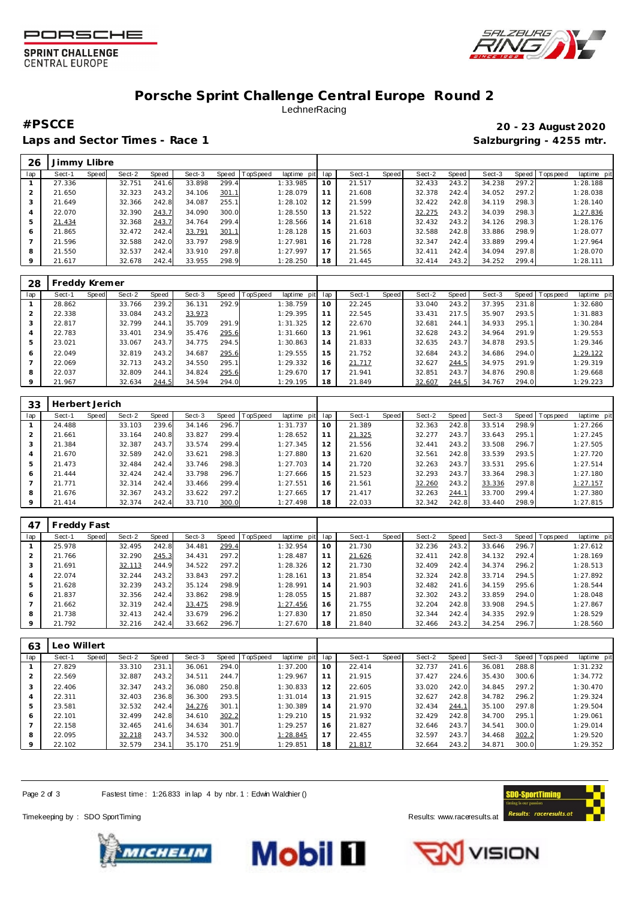# Porsche Sprint Challenge Central Europe Round 2

LechnerRacing

**#PSCCE**

**20 - 23 August 2020**

**Laps and Sector Times - Race 1**

**Salzburgring - 4255 mtr.**

| 26 | Jimmy Llibre | | | | | | | | | | | | | | | | |
|---|---|---|---|---|---|---|---|---|---|---|---|---|---|---|---|---|---|
| lap | Sect-1 | Speed | Sect-2 | Speed | Sect-3 | Speed | TopSpeed | laptime pit | lap | Sect-1 | Speed | Sect-2 | Speed | Sect-3 | Speed | Topspeed | laptime pit |
| 1 | 27.336 | | 32.751 | 241.6 | 33.898 | 299.4 | | 1:33.985 | 10 | 21.517 | | 32.433 | 243.2 | 34.238 | 297.2 | | 1:28.188 |
| 2 | 21.650 | | 32.323 | 243.2 | 34.106 | 301.1 | | 1:28.079 | 11 | 21.608 | | 32.378 | 242.4 | 34.052 | 297.2 | | 1:28.038 |
| 3 | 21.649 | | 32.366 | 242.8 | 34.087 | 255.1 | | 1:28.102 | 12 | 21.599 | | 32.422 | 242.8 | 34.119 | 298.3 | | 1:28.140 |
| 4 | 22.070 | | 32.390 | 243.7 | 34.090 | 300.0 | | 1:28.550 | 13 | 21.522 | | 32.275 | 243.2 | 34.039 | 298.3 | | 1:27.836 |
| 5 | 21.434 | | 32.368 | 243.7 | 34.764 | 299.4 | | 1:28.566 | 14 | 21.618 | | 32.432 | 243.2 | 34.126 | 298.3 | | 1:28.176 |
| 6 | 21.865 | | 32.472 | 242.4 | 33.791 | 301.1 | | 1:28.128 | 15 | 21.603 | | 32.588 | 242.8 | 33.886 | 298.9 | | 1:28.077 |
| 7 | 21.596 | | 32.588 | 242.0 | 33.797 | 298.9 | | 1:27.981 | 16 | 21.728 | | 32.347 | 242.4 | 33.889 | 299.4 | | 1:27.964 |
| 8 | 21.550 | | 32.537 | 242.4 | 33.910 | 297.8 | | 1:27.997 | 17 | 21.565 | | 32.411 | 242.4 | 34.094 | 297.8 | | 1:28.070 |
| 9 | 21.617 | | 32.678 | 242.4 | 33.955 | 298.9 | | 1:28.250 | 18 | 21.445 | | 32.414 | 243.2 | 34.252 | 299.4 | | 1:28.111 |

| 28 | Freddy Kremer | | | | | | | | | | | | | | | | |
|---|---|---|---|---|---|---|---|---|---|---|---|---|---|---|---|---|---|
| lap | Sect-1 | Speed | Sect-2 | Speed | Sect-3 | Speed | TopSpeed | laptime pit | lap | Sect-1 | Speed | Sect-2 | Speed | Sect-3 | Speed | Topspeed | laptime pit |
| 1 | 28.862 | | 33.766 | 239.2 | 36.131 | 292.9 | | 1:38.759 | 10 | 22.245 | | 33.040 | 243.2 | 37.395 | 231.8 | | 1:32.680 |
| 2 | 22.338 | | 33.084 | 243.2 | 33.973 | | | 1:29.395 | 11 | 22.545 | | 33.431 | 217.5 | 35.907 | 293.5 | | 1:31.883 |
| 3 | 22.817 | | 32.799 | 244.1 | 35.709 | 291.9 | | 1:31.325 | 12 | 22.670 | | 32.681 | 244.1 | 34.933 | 295.1 | | 1:30.284 |
| 4 | 22.783 | | 33.401 | 234.9 | 35.476 | 295.6 | | 1:31.660 | 13 | 21.961 | | 32.628 | 243.2 | 34.964 | 291.9 | | 1:29.553 |
| 5 | 23.021 | | 33.067 | 243.7 | 34.775 | 294.5 | | 1:30.863 | 14 | 21.833 | | 32.635 | 243.7 | 34.878 | 293.5 | | 1:29.346 |
| 6 | 22.049 | | 32.819 | 243.2 | 34.687 | 295.6 | | 1:29.555 | 15 | 21.752 | | 32.684 | 243.2 | 34.686 | 294.0 | | 1:29.122 |
| 7 | 22.069 | | 32.713 | 243.2 | 34.550 | 295.1 | | 1:29.332 | 16 | 21.717 | | 32.627 | 244.5 | 34.975 | 291.9 | | 1:29.319 |
| 8 | 22.037 | | 32.809 | 244.1 | 34.824 | 295.6 | | 1:29.670 | 17 | 21.941 | | 32.851 | 243.7 | 34.876 | 290.8 | | 1:29.668 |
| 9 | 21.967 | | 32.634 | 244.5 | 34.594 | 294.0 | | 1:29.195 | 18 | 21.849 | | 32.607 | 244.5 | 34.767 | 294.0 | | 1:29.223 |

| 33 | Herbert Jerich | | | | | | | | | | | | | | | | |
|---|---|---|---|---|---|---|---|---|---|---|---|---|---|---|---|---|---|
| lap | Sect-1 | Speed | Sect-2 | Speed | Sect-3 | Speed | TopSpeed | laptime pit | lap | Sect-1 | Speed | Sect-2 | Speed | Sect-3 | Speed | Topspeed | laptime pit |
| 1 | 24.488 | | 33.103 | 239.6 | 34.146 | 296.7 | | 1:31.737 | 10 | 21.389 | | 32.363 | 242.8 | 33.514 | 298.9 | | 1:27.266 |
| 2 | 21.661 | | 33.164 | 240.8 | 33.827 | 299.4 | | 1:28.652 | 11 | 21.325 | | 32.277 | 243.7 | 33.643 | 295.1 | | 1:27.245 |
| 3 | 21.384 | | 32.387 | 243.7 | 33.574 | 299.4 | | 1:27.345 | 12 | 21.556 | | 32.441 | 243.2 | 33.508 | 296.7 | | 1:27.505 |
| 4 | 21.670 | | 32.589 | 242.0 | 33.621 | 298.3 | | 1:27.880 | 13 | 21.620 | | 32.561 | 242.8 | 33.539 | 293.5 | | 1:27.720 |
| 5 | 21.473 | | 32.484 | 242.4 | 33.746 | 298.3 | | 1:27.703 | 14 | 21.720 | | 32.263 | 243.7 | 33.531 | 295.6 | | 1:27.514 |
| 6 | 21.444 | | 32.424 | 242.4 | 33.798 | 296.7 | | 1:27.666 | 15 | 21.523 | | 32.293 | 243.7 | 33.364 | 298.3 | | 1:27.180 |
| 7 | 21.771 | | 32.314 | 242.4 | 33.466 | 299.4 | | 1:27.551 | 16 | 21.561 | | 32.260 | 243.2 | 33.336 | 297.8 | | 1:27.157 |
| 8 | 21.676 | | 32.367 | 243.2 | 33.622 | 297.2 | | 1:27.665 | 17 | 21.417 | | 32.263 | 244.1 | 33.700 | 299.4 | | 1:27.380 |
| 9 | 21.414 | | 32.374 | 242.4 | 33.710 | 300.0 | | 1:27.498 | 18 | 22.033 | | 32.342 | 242.8 | 33.440 | 298.9 | | 1:27.815 |

| 47 | Freddy Fast | | | | | | | | | | | | | | | | |
|---|---|---|---|---|---|---|---|---|---|---|---|---|---|---|---|---|---|
| lap | Sect-1 | Speed | Sect-2 | Speed | Sect-3 | Speed | TopSpeed | laptime pit | lap | Sect-1 | Speed | Sect-2 | Speed | Sect-3 | Speed | Topspeed | laptime pit |
| 1 | 25.978 | | 32.495 | 242.8 | 34.481 | 299.4 | | 1:32.954 | 10 | 21.730 | | 32.236 | 243.2 | 33.646 | 296.7 | | 1:27.612 |
| 2 | 21.766 | | 32.290 | 243.2 | 34.431 | 297.2 | | 1:28.487 | 11 | 21.626 | | 32.411 | 242.8 | 34.132 | 292.4 | | 1:28.169 |
| 3 | 21.691 | | 32.113 | 244.9 | 34.522 | 297.2 | | 1:28.326 | 12 | 21.730 | | 32.409 | 242.4 | 34.374 | 296.2 | | 1:28.513 |
| 4 | 22.074 | | 32.244 | 243.2 | 33.843 | 297.2 | | 1:28.161 | 13 | 21.854 | | 32.324 | 242.8 | 33.714 | 294.5 | | 1:27.892 |
| 5 | 21.628 | | 32.239 | 243.2 | 35.124 | 298.9 | | 1:28.991 | 14 | 21.903 | | 32.482 | 241.6 | 34.159 | 295.6 | | 1:28.544 |
| 6 | 21.837 | | 32.356 | 242.4 | 33.862 | 298.9 | | 1:28.055 | 15 | 21.887 | | 32.302 | 243.2 | 33.859 | 294.0 | | 1:28.048 |
| 7 | 21.662 | | 32.319 | 242.4 | 33.475 | 298.9 | | 1:27.456 | 16 | 21.755 | | 32.204 | 242.8 | 33.908 | 294.5 | | 1:27.867 |
| 8 | 21.738 | | 32.413 | 242.4 | 33.679 | 296.2 | | 1:27.830 | 17 | 21.850 | | 32.344 | 242.4 | 34.335 | 292.9 | | 1:28.529 |
| 9 | 21.792 | | 32.216 | 242.4 | 33.662 | 296.7 | | 1:27.670 | 18 | 21.840 | | 32.466 | 243.2 | 34.254 | 296.7 | | 1:28.560 |

| 63 | Leo Willert | | | | | | | | | | | | | | | | |
|---|---|---|---|---|---|---|---|---|---|---|---|---|---|---|---|---|---|
| lap | Sect-1 | Speed | Sect-2 | Speed | Sect-3 | Speed | TopSpeed | laptime pit | lap | Sect-1 | Speed | Sect-2 | Speed | Sect-3 | Speed | Topspeed | laptime pit |
| 1 | 27.829 | | 33.310 | 231.1 | 36.061 | 294.0 | | 1:37.200 | 10 | 22.414 | | 32.737 | 241.6 | 36.081 | 288.8 | | 1:31.232 |
| 2 | 22.569 | | 32.887 | 243.2 | 34.511 | 244.7 | | 1:29.967 | 11 | 21.915 | | 37.427 | 224.6 | 35.430 | 300.6 | | 1:34.772 |
| 3 | 22.406 | | 32.347 | 243.2 | 36.080 | 250.8 | | 1:30.833 | 12 | 22.605 | | 33.020 | 242.0 | 34.845 | 297.2 | | 1:30.470 |
| 4 | 22.311 | | 32.403 | 236.8 | 36.300 | 293.5 | | 1:31.014 | 13 | 21.915 | | 32.627 | 242.8 | 34.782 | 296.2 | | 1:29.324 |
| 5 | 23.581 | | 32.532 | 242.4 | 34.276 | 301.1 | | 1:30.389 | 14 | 21.970 | | 32.434 | 244.1 | 35.100 | 297.8 | | 1:29.504 |
| 6 | 22.101 | | 32.499 | 242.8 | 34.610 | 302.2 | | 1:29.210 | 15 | 21.932 | | 32.429 | 242.8 | 34.700 | 295.1 | | 1:29.061 |
| 7 | 22.158 | | 32.465 | 241.6 | 34.634 | 301.7 | | 1:29.257 | 16 | 21.827 | | 32.646 | 243.7 | 34.541 | 300.0 | | 1:29.014 |
| 8 | 22.095 | | 32.218 | 243.7 | 34.532 | 300.0 | | 1:28.845 | 17 | 22.455 | | 32.597 | 243.7 | 34.468 | 302.2 | | 1:29.520 |
| 9 | 22.102 | | 32.579 | 234.1 | 35.170 | 251.9 | | 1:29.851 | 18 | 21.817 | | 32.664 | 243.2 | 34.871 | 300.0 | | 1:29.352 |

Fastest time : 1:26.833 in lap 4 by nbr. 1 : Edwin Waldhier ()

Timekeeping by : SDO SportTiming

Results: www.raceresults.at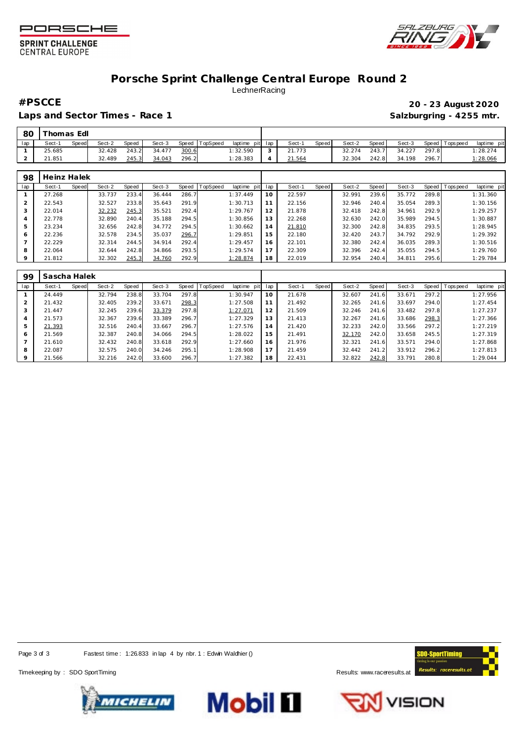# Porsche Sprint Challenge Central Europe Round 2

LechnerRacing

**#PSCCE** **20 - 23 August 2020**

**Laps and Sector Times - Race 1** **Salzburgring - 4255 mtr.**

## 80 Thomas Edl

| lap | Sect-1 | Speed | Sect-2 | Speed | Sect-3 | Speed | TopSpeed | laptime pit | lap | Sect-1 | Speed | Sect-2 | Speed | Sect-3 | Speed | Topspeed | laptime pit |
|---|---|---|---|---|---|---|---|---|---|---|---|---|---|---|---|---|---|
| 1 | 25.685 | | 32.428 | 243.2 | 34.477 | 300.6 | | 1:32.590 | 3 | 21.773 | | 32.274 | 243.7 | 34.227 | 297.8 | | 1:28.274 |
| 2 | 21.851 | | 32.489 | 245.3 | 34.043 | 296.2 | | 1:28.383 | 4 | 21.564 | | 32.304 | 242.8 | 34.198 | 296.7 | | 1:28.066 |

## 98 Heinz Halek

| lap | Sect-1 | Speed | Sect-2 | Speed | Sect-3 | Speed | TopSpeed | laptime pit | lap | Sect-1 | Speed | Sect-2 | Speed | Sect-3 | Speed | Topspeed | laptime pit |
|---|---|---|---|---|---|---|---|---|---|---|---|---|---|---|---|---|---|
| 1 | 27.268 | | 33.737 | 233.4 | 36.444 | 286.7 | | 1:37.449 | 10 | 22.597 | | 32.991 | 239.6 | 35.772 | 289.8 | | 1:31.360 |
| 2 | 22.543 | | 32.527 | 233.8 | 35.643 | 291.9 | | 1:30.713 | 11 | 22.156 | | 32.946 | 240.4 | 35.054 | 289.3 | | 1:30.156 |
| 3 | 22.014 | | 32.232 | 245.3 | 35.521 | 292.4 | | 1:29.767 | 12 | 21.878 | | 32.418 | 242.8 | 34.961 | 292.9 | | 1:29.257 |
| 4 | 22.778 | | 32.890 | 240.4 | 35.188 | 294.5 | | 1:30.856 | 13 | 22.268 | | 32.630 | 242.0 | 35.989 | 294.5 | | 1:30.887 |
| 5 | 23.234 | | 32.656 | 242.8 | 34.772 | 294.5 | | 1:30.662 | 14 | 21.810 | | 32.300 | 242.8 | 34.835 | 293.5 | | 1:28.945 |
| 6 | 22.236 | | 32.578 | 234.5 | 35.037 | 296.7 | | 1:29.851 | 15 | 22.180 | | 32.420 | 243.7 | 34.792 | 292.9 | | 1:29.392 |
| 7 | 22.229 | | 32.314 | 244.5 | 34.914 | 292.4 | | 1:29.457 | 16 | 22.101 | | 32.380 | 242.4 | 36.035 | 289.3 | | 1:30.516 |
| 8 | 22.064 | | 32.644 | 242.8 | 34.866 | 293.5 | | 1:29.574 | 17 | 22.309 | | 32.396 | 242.4 | 35.055 | 294.5 | | 1:29.760 |
| 9 | 21.812 | | 32.302 | 245.3 | 34.760 | 292.9 | | 1:28.874 | 18 | 22.019 | | 32.954 | 240.4 | 34.811 | 295.6 | | 1:29.784 |

## 99 Sascha Halek

| lap | Sect-1 | Speed | Sect-2 | Speed | Sect-3 | Speed | TopSpeed | laptime pit | lap | Sect-1 | Speed | Sect-2 | Speed | Sect-3 | Speed | Topspeed | laptime pit |
|---|---|---|---|---|---|---|---|---|---|---|---|---|---|---|---|---|---|
| 1 | 24.449 | | 32.794 | 238.8 | 33.704 | 297.8 | | 1:30.947 | 10 | 21.678 | | 32.607 | 241.6 | 33.671 | 297.2 | | 1:27.956 |
| 2 | 21.432 | | 32.405 | 239.2 | 33.671 | 298.3 | | 1:27.508 | 11 | 21.492 | | 32.265 | 241.6 | 33.697 | 294.0 | | 1:27.454 |
| 3 | 21.447 | | 32.245 | 239.6 | 33.379 | 297.8 | | 1:27.071 | 12 | 21.509 | | 32.246 | 241.6 | 33.482 | 297.8 | | 1:27.237 |
| 4 | 21.573 | | 32.367 | 239.6 | 33.389 | 296.7 | | 1:27.329 | 13 | 21.413 | | 32.267 | 241.6 | 33.686 | 298.3 | | 1:27.366 |
| 5 | 21.393 | | 32.516 | 240.4 | 33.667 | 296.7 | | 1:27.576 | 14 | 21.420 | | 32.233 | 242.0 | 33.566 | 297.2 | | 1:27.219 |
| 6 | 21.569 | | 32.387 | 240.8 | 34.066 | 294.5 | | 1:28.022 | 15 | 21.491 | | 32.170 | 242.0 | 33.658 | 245.5 | | 1:27.319 |
| 7 | 21.610 | | 32.432 | 240.8 | 33.618 | 292.9 | | 1:27.660 | 16 | 21.976 | | 32.321 | 241.6 | 33.571 | 294.0 | | 1:27.868 |
| 8 | 22.087 | | 32.575 | 240.0 | 34.246 | 295.1 | | 1:28.908 | 17 | 21.459 | | 32.442 | 241.2 | 33.912 | 296.2 | | 1:27.813 |
| 9 | 21.566 | | 32.216 | 242.0 | 33.600 | 296.7 | | 1:27.382 | 18 | 22.431 | | 32.822 | 242.8 | 33.791 | 280.8 | | 1:29.044 |

Fastest time : 1:26.833 in lap 4 by nbr. 1 : Edwin Waldhier ()

Timekeeping by : SDO SportTiming

Results: www.raceresults.at